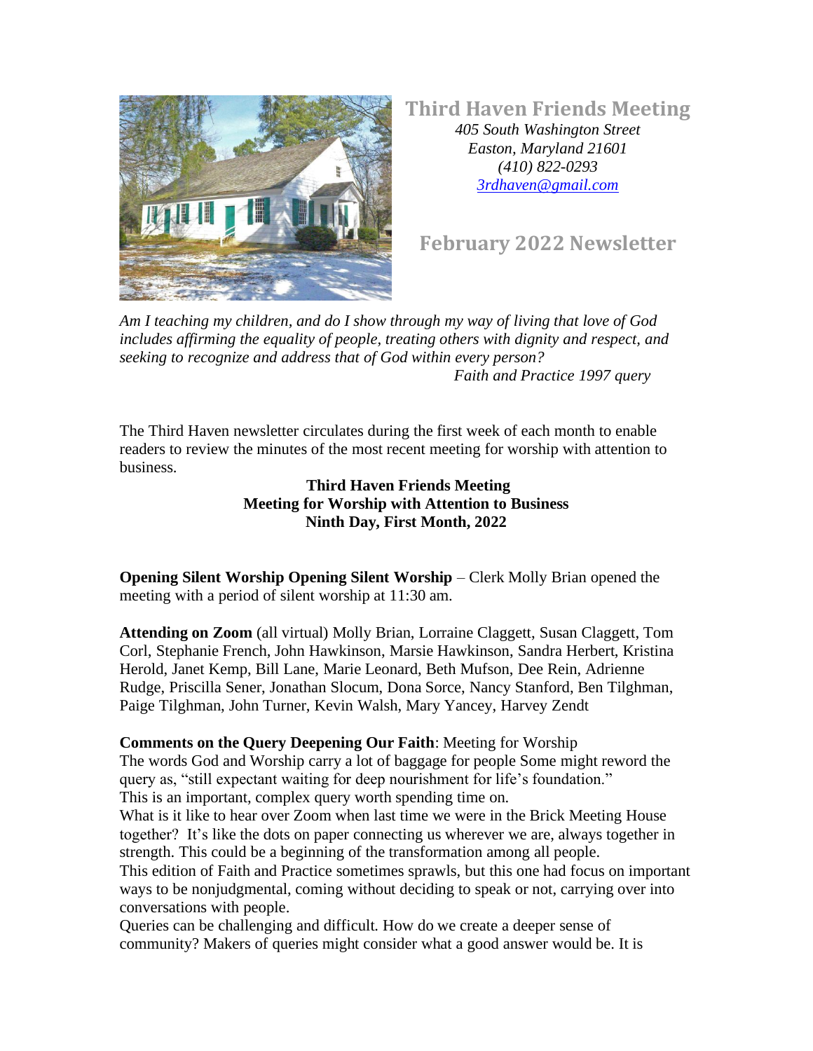# Third Haven Friends Meeting

*405 South Washington Street*
*Easton, Maryland 21601*
*(410) 822-0293*
*[3rdhaven@gmail.com](mailto:3rdhaven@gmail.com)*

## February 2022 Newsletter

*Am I teaching my children, and do I show through my way of living that love of God includes affirming the equality of people, treating others with dignity and respect, and seeking to recognize and address that of God within every person?*
*Faith and Practice 1997 query*

The Third Haven newsletter circulates during the first week of each month to enable readers to review the minutes of the most recent meeting for worship with attention to business.

**Third Haven Friends Meeting**
**Meeting for Worship with Attention to Business**
**Ninth Day, First Month, 2022**

**Opening Silent Worship Opening Silent Worship** – Clerk Molly Brian opened the meeting with a period of silent worship at 11:30 am.

**Attending on Zoom** (all virtual) Molly Brian, Lorraine Claggett, Susan Claggett, Tom Corl, Stephanie French, John Hawkinson, Marsie Hawkinson, Sandra Herbert, Kristina Herold, Janet Kemp, Bill Lane, Marie Leonard, Beth Mufson, Dee Rein, Adrienne Rudge, Priscilla Sener, Jonathan Slocum, Dona Sorce, Nancy Stanford, Ben Tilghman, Paige Tilghman, John Turner, Kevin Walsh, Mary Yancey, Harvey Zendt

**Comments on the Query Deepening Our Faith**: Meeting for Worship
The words God and Worship carry a lot of baggage for people Some might reword the query as, "still expectant waiting for deep nourishment for life's foundation."
This is an important, complex query worth spending time on.
What is it like to hear over Zoom when last time we were in the Brick Meeting House together? It's like the dots on paper connecting us wherever we are, always together in strength. This could be a beginning of the transformation among all people.
This edition of Faith and Practice sometimes sprawls, but this one had focus on important ways to be nonjudgmental, coming without deciding to speak or not, carrying over into conversations with people.
Queries can be challenging and difficult. How do we create a deeper sense of community? Makers of queries might consider what a good answer would be. It is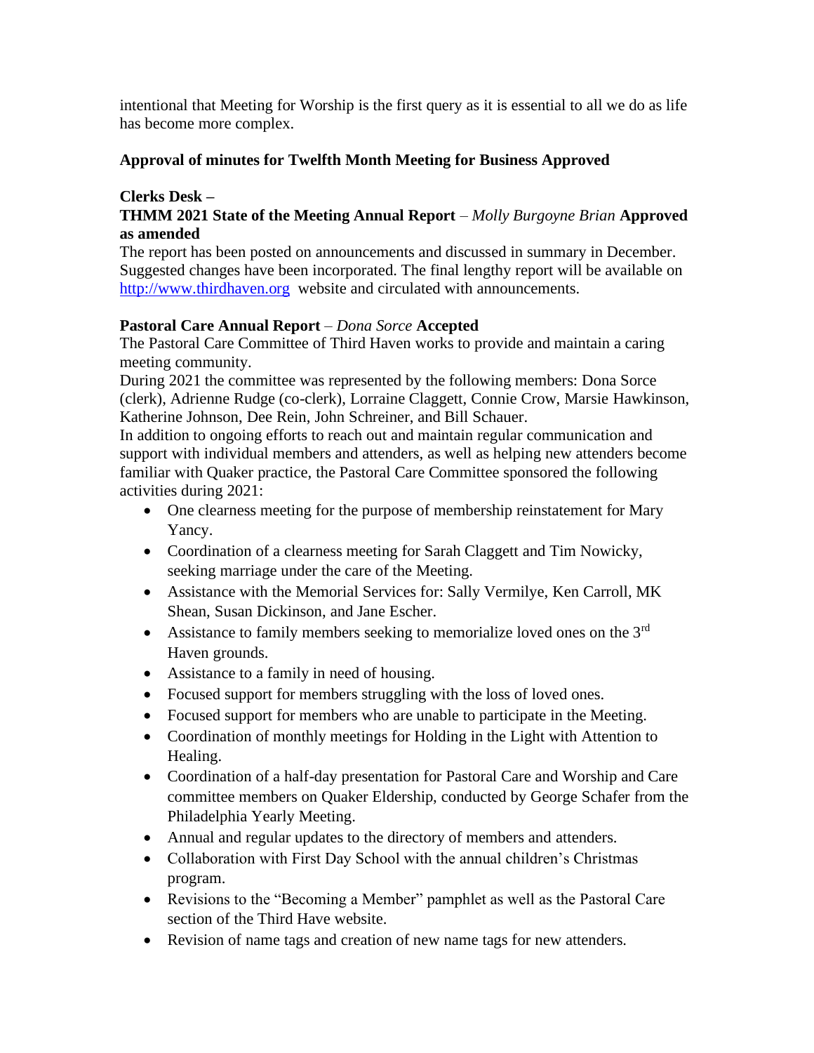intentional that Meeting for Worship is the first query as it is essential to all we do as life has become more complex.

**Approval of minutes for Twelfth Month Meeting for Business Approved**

**Clerks Desk –**

**THMM 2021 State of the Meeting Annual Report** – *Molly Burgoyne Brian* **Approved as amended**

The report has been posted on announcements and discussed in summary in December. Suggested changes have been incorporated. The final lengthy report will be available on [http://www.thirdhaven.org](http://www.thirdhaven.org) website and circulated with announcements.

**Pastoral Care Annual Report** – *Dona Sorce* **Accepted**

The Pastoral Care Committee of Third Haven works to provide and maintain a caring meeting community.

During 2021 the committee was represented by the following members: Dona Sorce (clerk), Adrienne Rudge (co-clerk), Lorraine Claggett, Connie Crow, Marsie Hawkinson, Katherine Johnson, Dee Rein, John Schreiner, and Bill Schauer.

In addition to ongoing efforts to reach out and maintain regular communication and support with individual members and attenders, as well as helping new attenders become familiar with Quaker practice, the Pastoral Care Committee sponsored the following activities during 2021:

- One clearness meeting for the purpose of membership reinstatement for Mary Yancy.
- Coordination of a clearness meeting for Sarah Claggett and Tim Nowicky, seeking marriage under the care of the Meeting.
- Assistance with the Memorial Services for: Sally Vermilye, Ken Carroll, MK Shean, Susan Dickinson, and Jane Escher.
- Assistance to family members seeking to memorialize loved ones on the 3rd Haven grounds.
- Assistance to a family in need of housing.
- Focused support for members struggling with the loss of loved ones.
- Focused support for members who are unable to participate in the Meeting.
- Coordination of monthly meetings for Holding in the Light with Attention to Healing.
- Coordination of a half-day presentation for Pastoral Care and Worship and Care committee members on Quaker Eldership, conducted by George Schafer from the Philadelphia Yearly Meeting.
- Annual and regular updates to the directory of members and attenders.
- Collaboration with First Day School with the annual children's Christmas program.
- Revisions to the "Becoming a Member" pamphlet as well as the Pastoral Care section of the Third Have website.
- Revision of name tags and creation of new name tags for new attenders.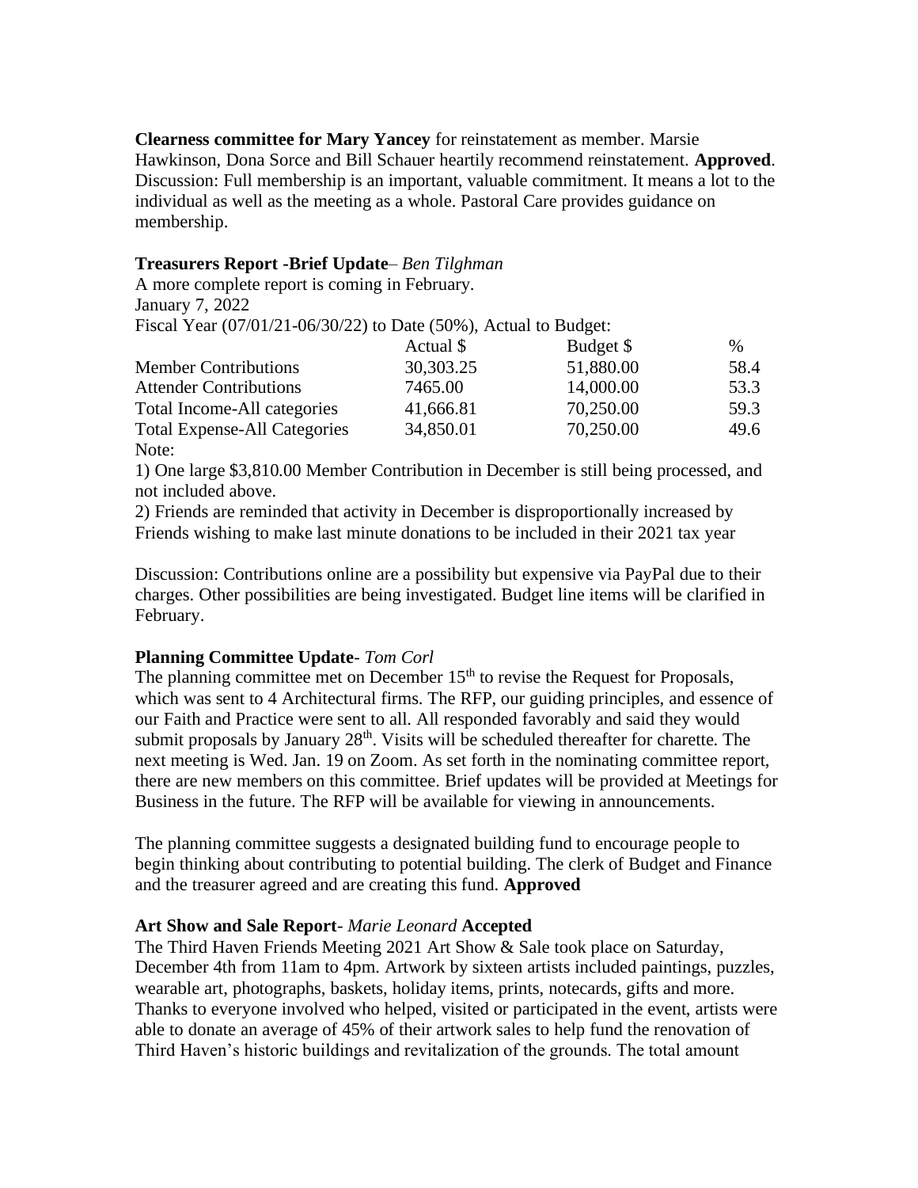**Clearness committee for Mary Yancey** for reinstatement as member. Marsie Hawkinson, Dona Sorce and Bill Schauer heartily recommend reinstatement. **Approved**. Discussion: Full membership is an important, valuable commitment. It means a lot to the individual as well as the meeting as a whole. Pastoral Care provides guidance on membership.

**Treasurers Report -Brief Update**– *Ben Tilghman*

A more complete report is coming in February.

January 7, 2022

Fiscal Year (07/01/21-06/30/22) to Date (50%), Actual to Budget:

| | Actual $ | Budget $ | % |
|---|---|---|---|
| Member Contributions | 30,303.25 | 51,880.00 | 58.4 |
| Attender Contributions | 7465.00 | 14,000.00 | 53.3 |
| Total Income-All categories | 41,666.81 | 70,250.00 | 59.3 |
| Total Expense-All Categories | 34,850.01 | 70,250.00 | 49.6 |

Note:

1) One large $3,810.00 Member Contribution in December is still being processed, and not included above.

2) Friends are reminded that activity in December is disproportionally increased by Friends wishing to make last minute donations to be included in their 2021 tax year

Discussion: Contributions online are a possibility but expensive via PayPal due to their charges. Other possibilities are being investigated. Budget line items will be clarified in February.

**Planning Committee Update**- *Tom Corl*

The planning committee met on December 15th to revise the Request for Proposals, which was sent to 4 Architectural firms. The RFP, our guiding principles, and essence of our Faith and Practice were sent to all. All responded favorably and said they would submit proposals by January 28th. Visits will be scheduled thereafter for charette. The next meeting is Wed. Jan. 19 on Zoom. As set forth in the nominating committee report, there are new members on this committee. Brief updates will be provided at Meetings for Business in the future. The RFP will be available for viewing in announcements.

The planning committee suggests a designated building fund to encourage people to begin thinking about contributing to potential building. The clerk of Budget and Finance and the treasurer agreed and are creating this fund. **Approved**

**Art Show and Sale Report**- *Marie Leonard* **Accepted**

The Third Haven Friends Meeting 2021 Art Show & Sale took place on Saturday, December 4th from 11am to 4pm. Artwork by sixteen artists included paintings, puzzles, wearable art, photographs, baskets, holiday items, prints, notecards, gifts and more. Thanks to everyone involved who helped, visited or participated in the event, artists were able to donate an average of 45% of their artwork sales to help fund the renovation of Third Haven's historic buildings and revitalization of the grounds. The total amount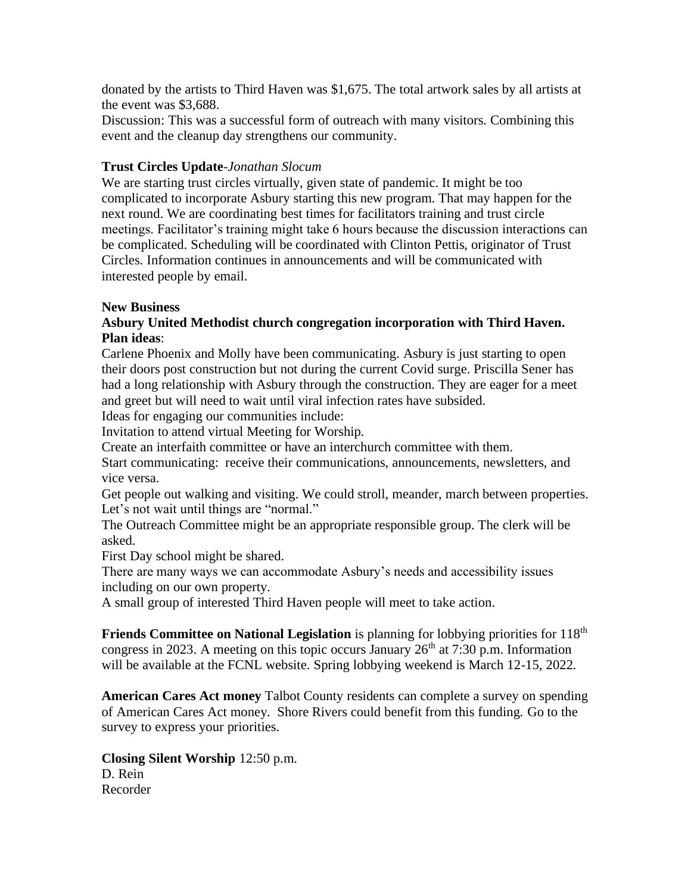donated by the artists to Third Haven was $1,675. The total artwork sales by all artists at the event was $3,688.
Discussion: This was a successful form of outreach with many visitors. Combining this event and the cleanup day strengthens our community.

**Trust Circles Update**-*Jonathan Slocum*
We are starting trust circles virtually, given state of pandemic. It might be too complicated to incorporate Asbury starting this new program. That may happen for the next round. We are coordinating best times for facilitators training and trust circle meetings. Facilitator's training might take 6 hours because the discussion interactions can be complicated. Scheduling will be coordinated with Clinton Pettis, originator of Trust Circles. Information continues in announcements and will be communicated with interested people by email.

**New Business**
**Asbury United Methodist church congregation incorporation with Third Haven. Plan ideas**:
Carlene Phoenix and Molly have been communicating. Asbury is just starting to open their doors post construction but not during the current Covid surge. Priscilla Sener has had a long relationship with Asbury through the construction. They are eager for a meet and greet but will need to wait until viral infection rates have subsided.
Ideas for engaging our communities include:
Invitation to attend virtual Meeting for Worship.
Create an interfaith committee or have an interchurch committee with them.
Start communicating: receive their communications, announcements, newsletters, and vice versa.
Get people out walking and visiting. We could stroll, meander, march between properties. Let's not wait until things are "normal."
The Outreach Committee might be an appropriate responsible group. The clerk will be asked.
First Day school might be shared.
There are many ways we can accommodate Asbury's needs and accessibility issues including on our own property.
A small group of interested Third Haven people will meet to take action.

**Friends Committee on National Legislation** is planning for lobbying priorities for 118th congress in 2023. A meeting on this topic occurs January 26th at 7:30 p.m. Information will be available at the FCNL website. Spring lobbying weekend is March 12-15, 2022.

**American Cares Act money** Talbot County residents can complete a survey on spending of American Cares Act money. Shore Rivers could benefit from this funding. Go to the survey to express your priorities.

**Closing Silent Worship** 12:50 p.m.
D. Rein
Recorder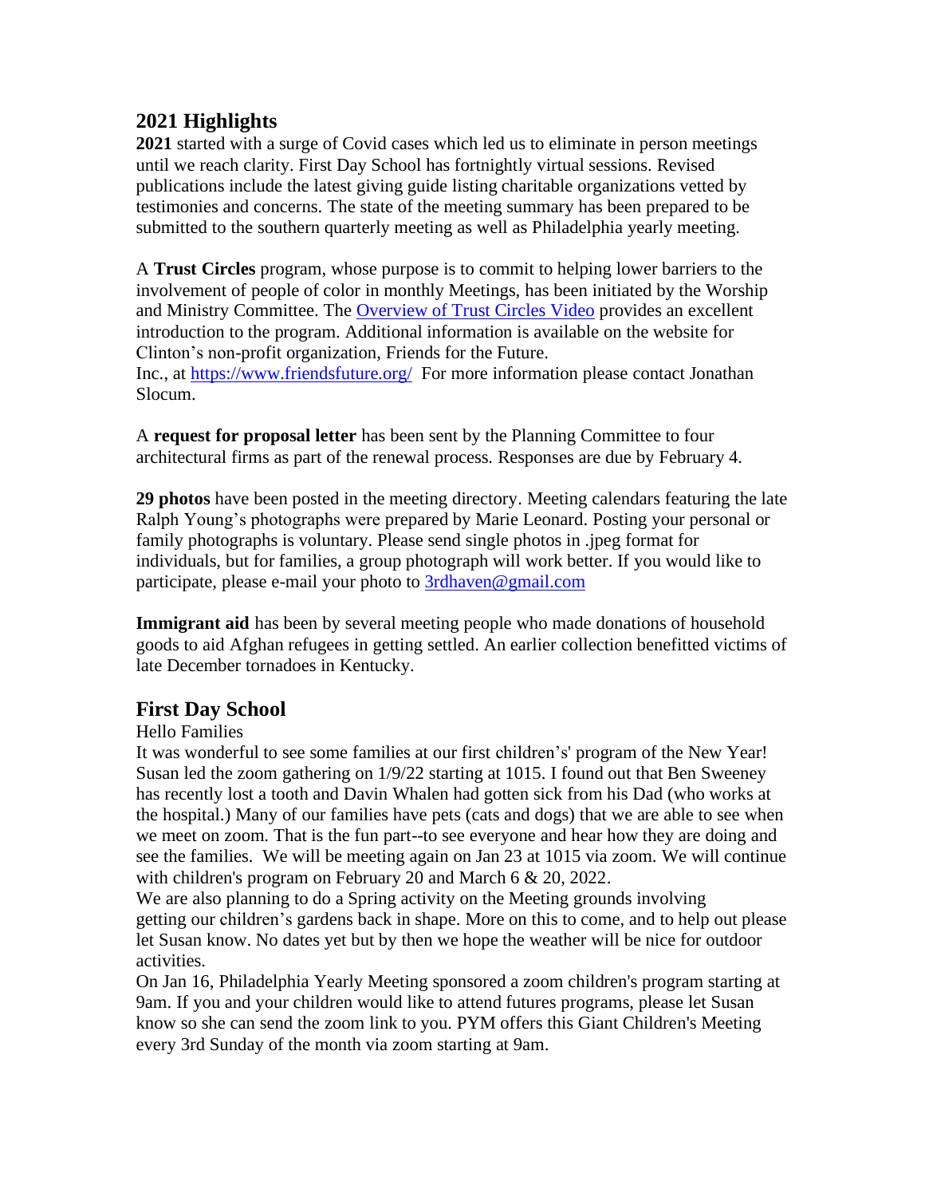## 2021 Highlights

**2021** started with a surge of Covid cases which led us to eliminate in person meetings until we reach clarity. First Day School has fortnightly virtual sessions. Revised publications include the latest giving guide listing charitable organizations vetted by testimonies and concerns. The state of the meeting summary has been prepared to be submitted to the southern quarterly meeting as well as Philadelphia yearly meeting.

A **Trust Circles** program, whose purpose is to commit to helping lower barriers to the involvement of people of color in monthly Meetings, has been initiated by the Worship and Ministry Committee. The [Overview of Trust Circles Video] provides an excellent introduction to the program. Additional information is available on the website for Clinton's non-profit organization, Friends for the Future.
Inc., at https://www.friendsfuture.org/ For more information please contact Jonathan Slocum.

A **request for proposal letter** has been sent by the Planning Committee to four architectural firms as part of the renewal process. Responses are due by February 4.

**29 photos** have been posted in the meeting directory. Meeting calendars featuring the late Ralph Young's photographs were prepared by Marie Leonard. Posting your personal or family photographs is voluntary. Please send single photos in .jpeg format for individuals, but for families, a group photograph will work better. If you would like to participate, please e-mail your photo to 3rdhaven@gmail.com

**Immigrant aid** has been by several meeting people who made donations of household goods to aid Afghan refugees in getting settled. An earlier collection benefitted victims of late December tornadoes in Kentucky.

## First Day School

Hello Families
It was wonderful to see some families at our first children's' program of the New Year! Susan led the zoom gathering on 1/9/22 starting at 1015. I found out that Ben Sweeney has recently lost a tooth and Davin Whalen had gotten sick from his Dad (who works at the hospital.) Many of our families have pets (cats and dogs) that we are able to see when we meet on zoom. That is the fun part--to see everyone and hear how they are doing and see the families. We will be meeting again on Jan 23 at 1015 via zoom. We will continue with children's program on February 20 and March 6 & 20, 2022.
We are also planning to do a Spring activity on the Meeting grounds involving getting our children's gardens back in shape. More on this to come, and to help out please let Susan know. No dates yet but by then we hope the weather will be nice for outdoor activities.
On Jan 16, Philadelphia Yearly Meeting sponsored a zoom children's program starting at 9am. If you and your children would like to attend futures programs, please let Susan know so she can send the zoom link to you. PYM offers this Giant Children's Meeting every 3rd Sunday of the month via zoom starting at 9am.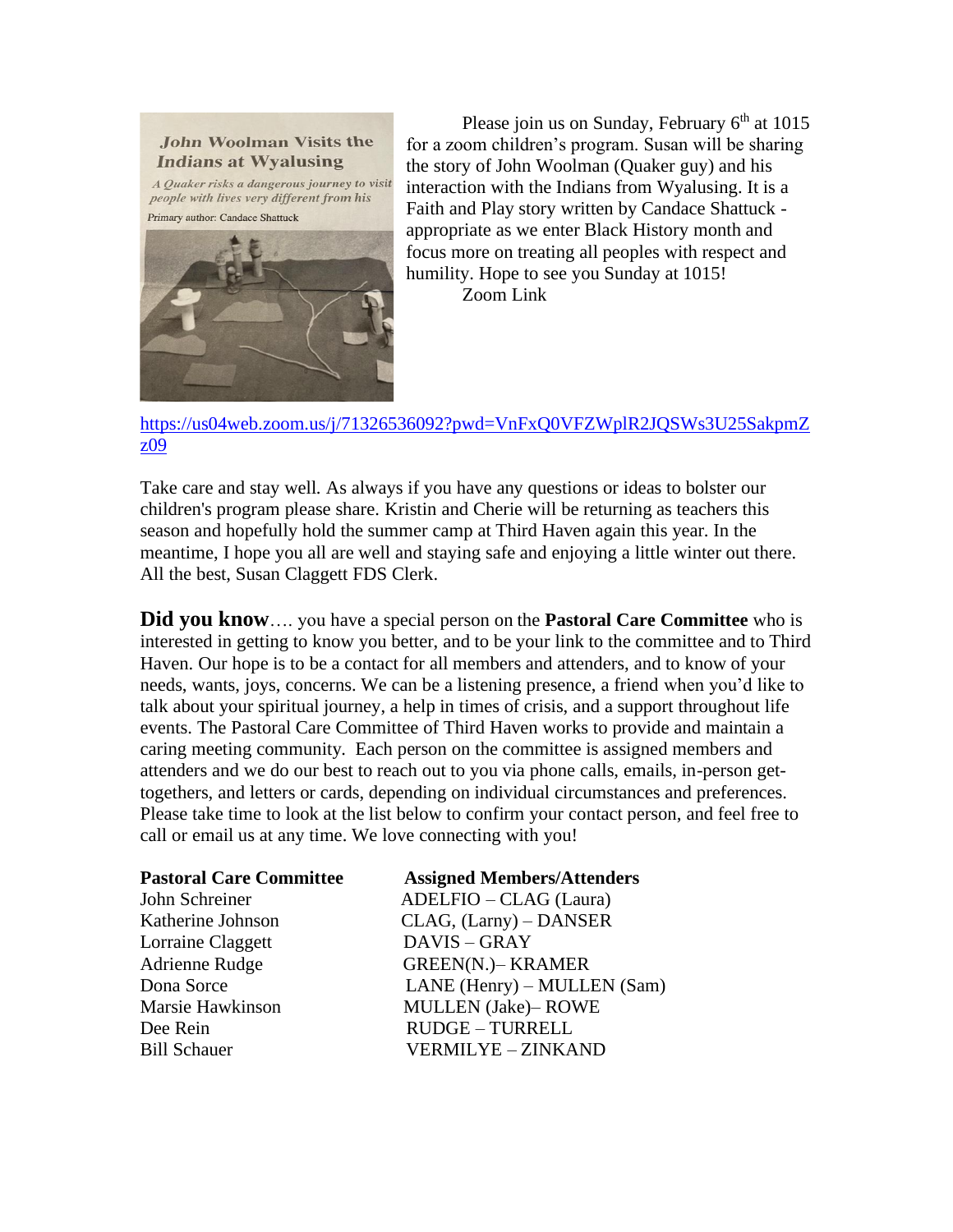Please join us on Sunday, February 6th at 1015 for a zoom children's program. Susan will be sharing the story of John Woolman (Quaker guy) and his interaction with the Indians from Wyalusing. It is a Faith and Play story written by Candace Shattuck - appropriate as we enter Black History month and focus more on treating all peoples with respect and humility. Hope to see you Sunday at 1015!

Zoom Link

https://us04web.zoom.us/j/71326536092?pwd=VnFxQ0VFZWplR2JQSWs3U25SakpmZz09

Take care and stay well. As always if you have any questions or ideas to bolster our children's program please share. Kristin and Cherie will be returning as teachers this season and hopefully hold the summer camp at Third Haven again this year. In the meantime, I hope you all are well and staying safe and enjoying a little winter out there. All the best, Susan Claggett FDS Clerk.

**Did you know**…. you have a special person on the **Pastoral Care Committee** who is interested in getting to know you better, and to be your link to the committee and to Third Haven. Our hope is to be a contact for all members and attenders, and to know of your needs, wants, joys, concerns. We can be a listening presence, a friend when you'd like to talk about your spiritual journey, a help in times of crisis, and a support throughout life events. The Pastoral Care Committee of Third Haven works to provide and maintain a caring meeting community. Each person on the committee is assigned members and attenders and we do our best to reach out to you via phone calls, emails, in-person get-togethers, and letters or cards, depending on individual circumstances and preferences. Please take time to look at the list below to confirm your contact person, and feel free to call or email us at any time. We love connecting with you!

| Pastoral Care Committee | Assigned Members/Attenders |
|---|---|
| John Schreiner | ADELFIO – CLAG (Laura) |
| Katherine Johnson | CLAG, (Larny) – DANSER |
| Lorraine Claggett | DAVIS – GRAY |
| Adrienne Rudge | GREEN(N.)– KRAMER |
| Dona Sorce | LANE (Henry) – MULLEN (Sam) |
| Marsie Hawkinson | MULLEN (Jake)– ROWE |
| Dee Rein | RUDGE – TURRELL |
| Bill Schauer | VERMILYE – ZINKAND |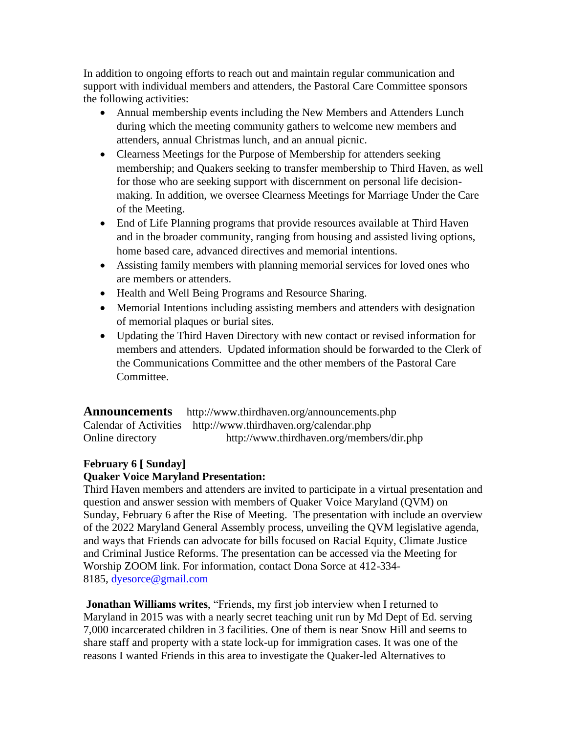In addition to ongoing efforts to reach out and maintain regular communication and support with individual members and attenders, the Pastoral Care Committee sponsors the following activities:

- Annual membership events including the New Members and Attenders Lunch during which the meeting community gathers to welcome new members and attenders, annual Christmas lunch, and an annual picnic.
- Clearness Meetings for the Purpose of Membership for attenders seeking membership; and Quakers seeking to transfer membership to Third Haven, as well for those who are seeking support with discernment on personal life decision-making. In addition, we oversee Clearness Meetings for Marriage Under the Care of the Meeting.
- End of Life Planning programs that provide resources available at Third Haven and in the broader community, ranging from housing and assisted living options, home based care, advanced directives and memorial intentions.
- Assisting family members with planning memorial services for loved ones who are members or attenders.
- Health and Well Being Programs and Resource Sharing.
- Memorial Intentions including assisting members and attenders with designation of memorial plaques or burial sites.
- Updating the Third Haven Directory with new contact or revised information for members and attenders. Updated information should be forwarded to the Clerk of the Communications Committee and the other members of the Pastoral Care Committee.

## Announcements http://www.thirdhaven.org/announcements.php

Calendar of Activities http://www.thirdhaven.org/calendar.php
Online directory http://www.thirdhaven.org/members/dir.php

**February 6 [ Sunday]**
**Quaker Voice Maryland Presentation:**
Third Haven members and attenders are invited to participate in a virtual presentation and question and answer session with members of Quaker Voice Maryland (QVM) on Sunday, February 6 after the Rise of Meeting. The presentation with include an overview of the 2022 Maryland General Assembly process, unveiling the QVM legislative agenda, and ways that Friends can advocate for bills focused on Racial Equity, Climate Justice and Criminal Justice Reforms. The presentation can be accessed via the Meeting for Worship ZOOM link. For information, contact Dona Sorce at 412-334-8185, [dyesorce@gmail.com](mailto:dyesorce@gmail.com)

**Jonathan Williams writes**, "Friends, my first job interview when I returned to Maryland in 2015 was with a nearly secret teaching unit run by Md Dept of Ed. serving 7,000 incarcerated children in 3 facilities. One of them is near Snow Hill and seems to share staff and property with a state lock-up for immigration cases. It was one of the reasons I wanted Friends in this area to investigate the Quaker-led Alternatives to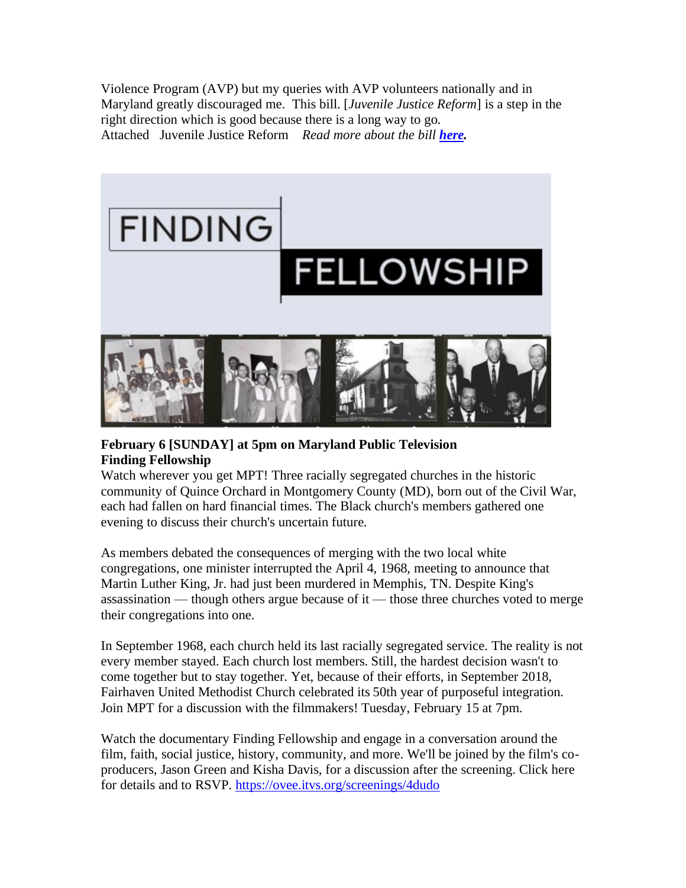Violence Program (AVP) but my queries with AVP volunteers nationally and in Maryland greatly discouraged me. This bill. [*Juvenile Justice Reform*] is a step in the right direction which is good because there is a long way to go.
Attached Juvenile Justice Reform *Read more about the bill **here**.*

**February 6 [SUNDAY] at 5pm on Maryland Public Television**
**Finding Fellowship**
Watch wherever you get MPT! Three racially segregated churches in the historic community of Quince Orchard in Montgomery County (MD), born out of the Civil War, each had fallen on hard financial times. The Black church's members gathered one evening to discuss their church's uncertain future.

As members debated the consequences of merging with the two local white congregations, one minister interrupted the April 4, 1968, meeting to announce that Martin Luther King, Jr. had just been murdered in Memphis, TN. Despite King's assassination — though others argue because of it — those three churches voted to merge their congregations into one.

In September 1968, each church held its last racially segregated service. The reality is not every member stayed. Each church lost members. Still, the hardest decision wasn't to come together but to stay together. Yet, because of their efforts, in September 2018, Fairhaven United Methodist Church celebrated its 50th year of purposeful integration. Join MPT for a discussion with the filmmakers! Tuesday, February 15 at 7pm.

Watch the documentary Finding Fellowship and engage in a conversation around the film, faith, social justice, history, community, and more. We'll be joined by the film's co-producers, Jason Green and Kisha Davis, for a discussion after the screening. Click here for details and to RSVP. https://ovee.itvs.org/screenings/4dudo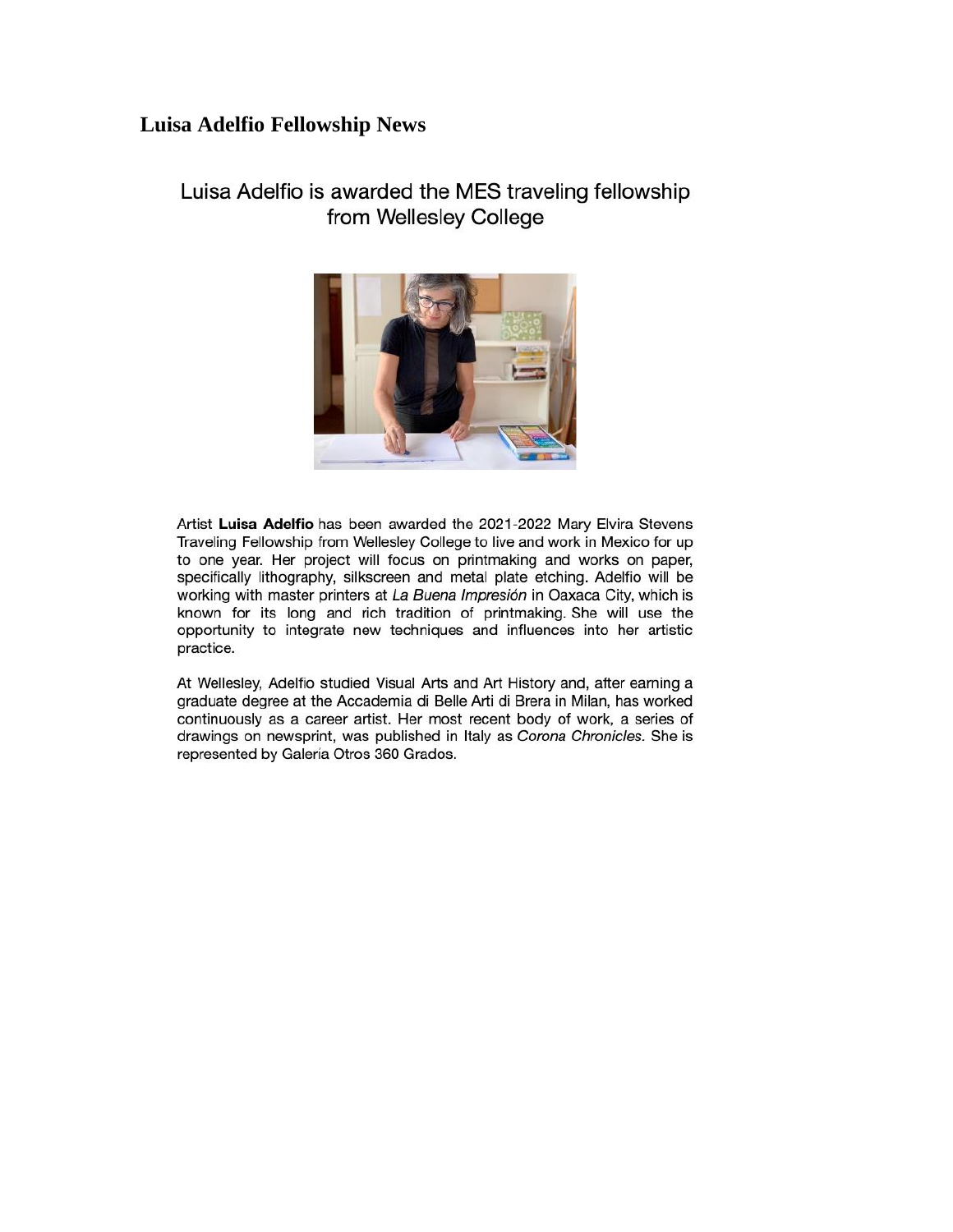# Luisa Adelfio Fellowship News

## Luisa Adelfio is awarded the MES traveling fellowship from Wellesley College

Artist **Luisa Adelfio** has been awarded the 2021-2022 Mary Elvira Stevens Traveling Fellowship from Wellesley College to live and work in Mexico for up to one year. Her project will focus on printmaking and works on paper, specifically lithography, silkscreen and metal plate etching. Adelfio will be working with master printers at *La Buena Impresión* in Oaxaca City, which is known for its long and rich tradition of printmaking. She will use the opportunity to integrate new techniques and influences into her artistic practice.

At Wellesley, Adelfio studied Visual Arts and Art History and, after earning a graduate degree at the Accademia di Belle Arti di Brera in Milan, has worked continuously as a career artist. Her most recent body of work, a series of drawings on newsprint, was published in Italy as *Corona Chronicles*. She is represented by Galeria Otros 360 Grados.